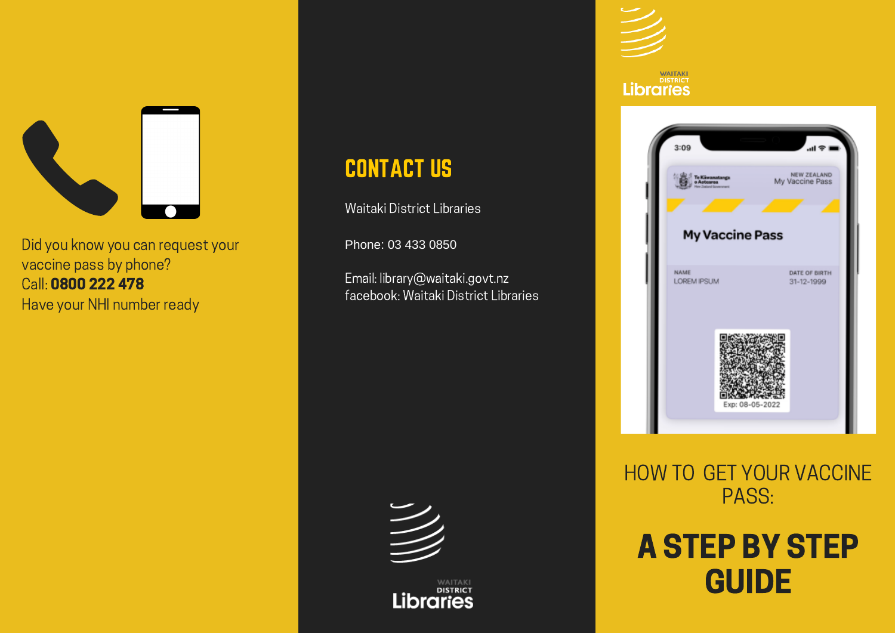Did you know you can request your vaccine pass by phone?
Call: **0800 222 478**
Have your NHI number ready

## CONTACT US

Waitaki District Libraries

Phone: 03 433 0850

Email: library@waitaki.govt.nz
facebook: Waitaki District Libraries

Waitaki District Libraries

Waitaki District Libraries

# HOW TO GET YOUR VACCINE PASS:

# A STEP BY STEP GUIDE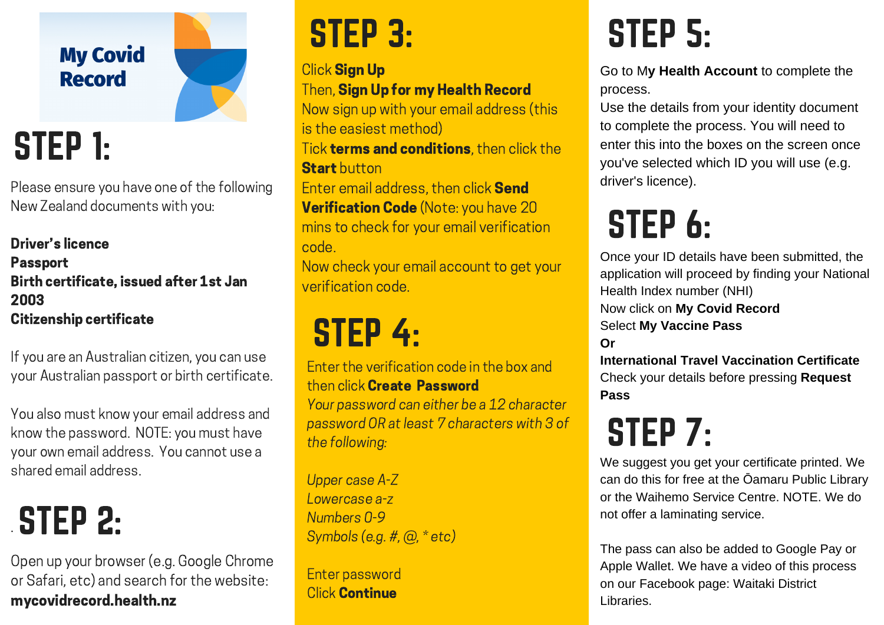My Covid Record

# STEP 1:

Please ensure you have one of the following New Zealand documents with you:

**Driver's licence**
**Passport**
**Birth certificate, issued after 1st Jan 2003**
**Citizenship certificate**

If you are an Australian citizen, you can use your Australian passport or birth certificate.

You also must know your email address and know the password. NOTE: you must have your own email address. You cannot use a shared email address.

# STEP 2:

Open up your browser (e.g. Google Chrome or Safari, etc) and search for the website: **mycovidrecord.health.nz**

# STEP 3:

Click **Sign Up**
Then, **Sign Up for my Health Record**
Now sign up with your email address (this is the easiest method)
Tick **terms and conditions**, then click the **Start** button
Enter email address, then click **Send Verification Code** (Note: you have 20 mins to check for your email verification code.
Now check your email account to get your verification code.

# STEP 4:

Enter the verification code in the box and then click **Create Password**
*Your password can either be a 12 character password OR at least 7 characters with 3 of the following:*

*Upper case A-Z*
*Lowercase a-z*
*Numbers 0-9*
*Symbols (e.g. #, @, * etc)*

Enter password
Click **Continue**

# STEP 5:

Go to M**y Health Account** to complete the process.
Use the details from your identity document to complete the process. You will need to enter this into the boxes on the screen once you've selected which ID you will use (e.g. driver's licence).

# STEP 6:

Once your ID details have been submitted, the application will proceed by finding your National Health Index number (NHI)
Now click on **My Covid Record**
Select **My Vaccine Pass**
**Or**
**International Travel Vaccination Certificate**
Check your details before pressing **Request Pass**

# STEP 7:

We suggest you get your certificate printed. We can do this for free at the Ōamaru Public Library or the Waihemo Service Centre. NOTE. We do not offer a laminating service.

The pass can also be added to Google Pay or Apple Wallet. We have a video of this process on our Facebook page: Waitaki District Libraries.